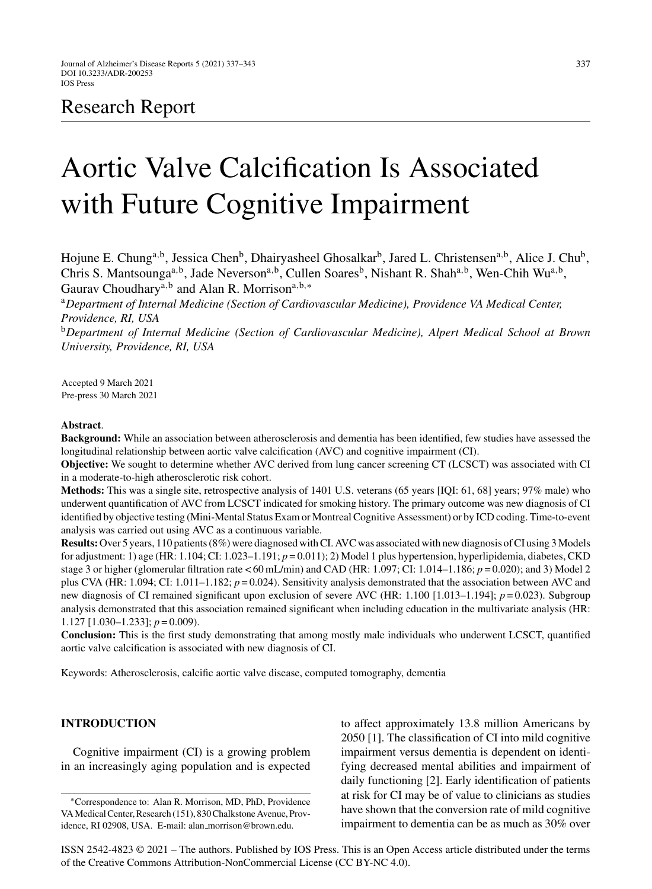Research Report

# Aortic Valve Calcification Is Associated with Future Cognitive Impairment

Hojune E. Chung[a,b], Jessica Chen[b], Dhairyasheel Ghosalkar[b], Jared L. Christensen[a,b], Alice J. Chu[b], Chris S. Mantsounga[a,b], Jade Neverson[a,b], Cullen Soares[b], Nishant R. Shah[a,b], Wen-Chih Wu[a,b], Gaurav Choudhary[a,b] and Alan R. Morrison[a,b,*]

[a]*Department of Internal Medicine (Section of Cardiovascular Medicine), Providence VA Medical Center, Providence, RI, USA*

[b]*Department of Internal Medicine (Section of Cardiovascular Medicine), Alpert Medical School at Brown University, Providence, RI, USA*

Accepted 9 March 2021
Pre-press 30 March 2021

**Abstract**.

**Background:** While an association between atherosclerosis and dementia has been identified, few studies have assessed the longitudinal relationship between aortic valve calcification (AVC) and cognitive impairment (CI).

**Objective:** We sought to determine whether AVC derived from lung cancer screening CT (LCSCT) was associated with CI in a moderate-to-high atherosclerotic risk cohort.

**Methods:** This was a single site, retrospective analysis of 1401 U.S. veterans (65 years [IQI: 61, 68] years; 97% male) who underwent quantification of AVC from LCSCT indicated for smoking history. The primary outcome was new diagnosis of CI identified by objective testing (Mini-Mental Status Exam or Montreal Cognitive Assessment) or by ICD coding. Time-to-event analysis was carried out using AVC as a continuous variable.

**Results:** Over 5 years, 110 patients (8%) were diagnosed with CI. AVC was associated with new diagnosis of CI using 3 Models for adjustment: 1) age (HR: 1.104; CI: 1.023–1.191; $p = 0.011$); 2) Model 1 plus hypertension, hyperlipidemia, diabetes, CKD stage 3 or higher (glomerular filtration rate < 60 mL/min) and CAD (HR: 1.097; CI: 1.014–1.186; $p = 0.020$); and 3) Model 2 plus CVA (HR: 1.094; CI: 1.011–1.182; $p = 0.024$). Sensitivity analysis demonstrated that the association between AVC and new diagnosis of CI remained significant upon exclusion of severe AVC (HR: 1.100 [1.013–1.194]; $p = 0.023$). Subgroup analysis demonstrated that this association remained significant when including education in the multivariate analysis (HR: 1.127 [1.030–1.233]; $p = 0.009$).

**Conclusion:** This is the first study demonstrating that among mostly male individuals who underwent LCSCT, quantified aortic valve calcification is associated with new diagnosis of CI.

Keywords: Atherosclerosis, calcific aortic valve disease, computed tomography, dementia

## INTRODUCTION

Cognitive impairment (CI) is a growing problem in an increasingly aging population and is expected to affect approximately 13.8 million Americans by 2050 [1]. The classification of CI into mild cognitive impairment versus dementia is dependent on identifying decreased mental abilities and impairment of daily functioning [2]. Early identification of patients at risk for CI may be of value to clinicians as studies have shown that the conversion rate of mild cognitive impairment to dementia can be as much as 30% over

*Correspondence to: Alan R. Morrison, MD, PhD, Providence VA Medical Center, Research (151), 830 Chalkstone Avenue, Providence, RI 02908, USA. E-mail: alan_morrison@brown.edu.

ISSN 2542-4823 © 2021 – The authors. Published by IOS Press. This is an Open Access article distributed under the terms of the Creative Commons Attribution-NonCommercial License (CC BY-NC 4.0).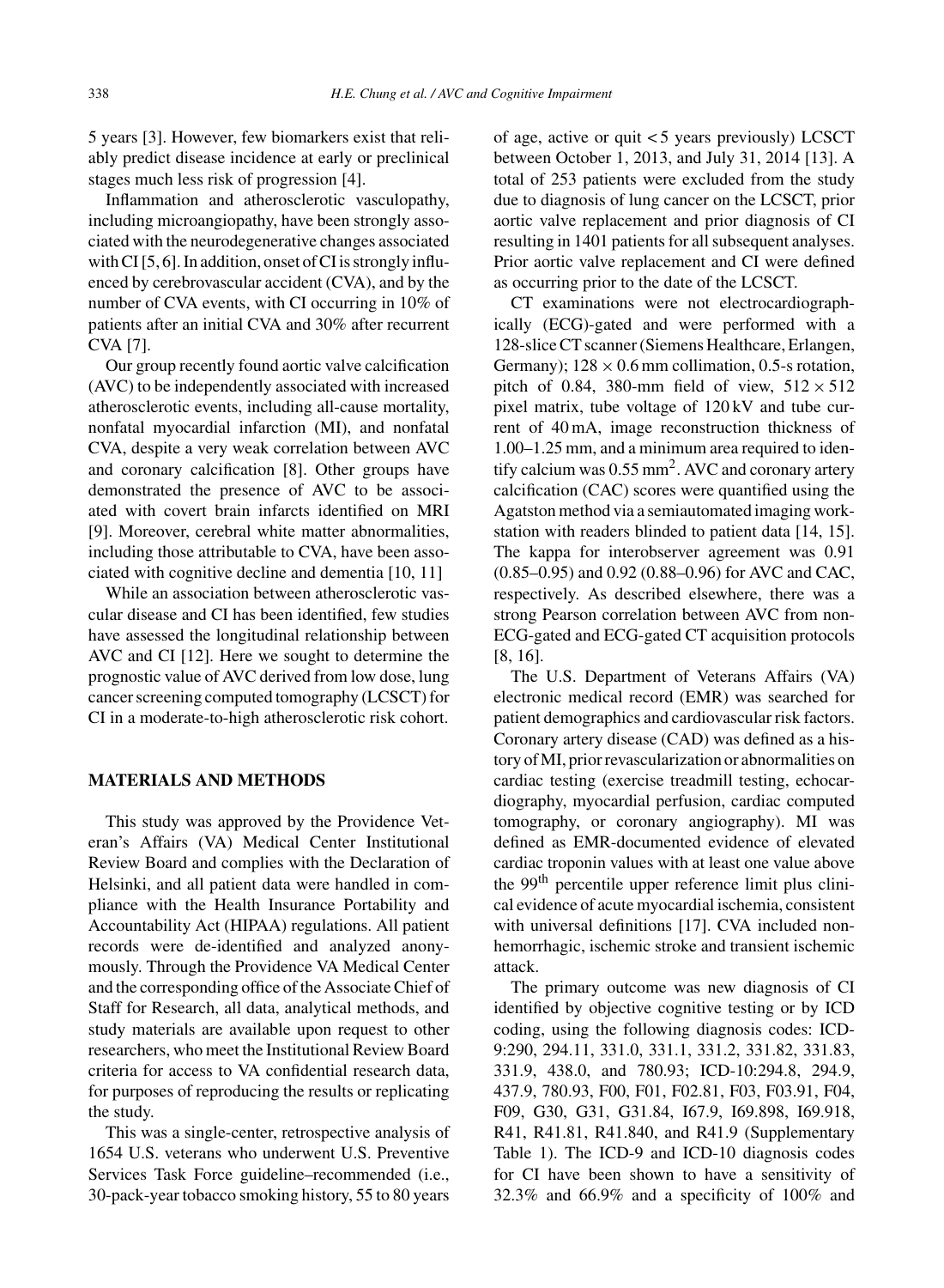5 years [3]. However, few biomarkers exist that reliably predict disease incidence at early or preclinical stages much less risk of progression [4].

Inflammation and atherosclerotic vasculopathy, including microangiopathy, have been strongly associated with the neurodegenerative changes associated with CI [5, 6]. In addition, onset of CI is strongly influenced by cerebrovascular accident (CVA), and by the number of CVA events, with CI occurring in 10% of patients after an initial CVA and 30% after recurrent CVA [7].

Our group recently found aortic valve calcification (AVC) to be independently associated with increased atherosclerotic events, including all-cause mortality, nonfatal myocardial infarction (MI), and nonfatal CVA, despite a very weak correlation between AVC and coronary calcification [8]. Other groups have demonstrated the presence of AVC to be associated with covert brain infarcts identified on MRI [9]. Moreover, cerebral white matter abnormalities, including those attributable to CVA, have been associated with cognitive decline and dementia [10, 11]

While an association between atherosclerotic vascular disease and CI has been identified, few studies have assessed the longitudinal relationship between AVC and CI [12]. Here we sought to determine the prognostic value of AVC derived from low dose, lung cancer screening computed tomography (LCSCT) for CI in a moderate-to-high atherosclerotic risk cohort.

## MATERIALS AND METHODS

This study was approved by the Providence Veteran's Affairs (VA) Medical Center Institutional Review Board and complies with the Declaration of Helsinki, and all patient data were handled in compliance with the Health Insurance Portability and Accountability Act (HIPAA) regulations. All patient records were de-identified and analyzed anonymously. Through the Providence VA Medical Center and the corresponding office of the Associate Chief of Staff for Research, all data, analytical methods, and study materials are available upon request to other researchers, who meet the Institutional Review Board criteria for access to VA confidential research data, for purposes of reproducing the results or replicating the study.

This was a single-center, retrospective analysis of 1654 U.S. veterans who underwent U.S. Preventive Services Task Force guideline–recommended (i.e., 30-pack-year tobacco smoking history, 55 to 80 years of age, active or quit < 5 years previously) LCSCT between October 1, 2013, and July 31, 2014 [13]. A total of 253 patients were excluded from the study due to diagnosis of lung cancer on the LCSCT, prior aortic valve replacement and prior diagnosis of CI resulting in 1401 patients for all subsequent analyses. Prior aortic valve replacement and CI were defined as occurring prior to the date of the LCSCT.

CT examinations were not electrocardiographically (ECG)-gated and were performed with a 128-slice CT scanner (Siemens Healthcare, Erlangen, Germany); $128 \times 0.6$ mm collimation, 0.5-s rotation, pitch of 0.84, 380-mm field of view, $512 \times 512$ pixel matrix, tube voltage of 120 kV and tube current of 40 mA, image reconstruction thickness of 1.00–1.25 mm, and a minimum area required to identify calcium was 0.55 mm$^2$. AVC and coronary artery calcification (CAC) scores were quantified using the Agatston method via a semiautomated imaging workstation with readers blinded to patient data [14, 15]. The kappa for interobserver agreement was 0.91 (0.85–0.95) and 0.92 (0.88–0.96) for AVC and CAC, respectively. As described elsewhere, there was a strong Pearson correlation between AVC from non-ECG-gated and ECG-gated CT acquisition protocols [8, 16].

The U.S. Department of Veterans Affairs (VA) electronic medical record (EMR) was searched for patient demographics and cardiovascular risk factors. Coronary artery disease (CAD) was defined as a history of MI, prior revascularization or abnormalities on cardiac testing (exercise treadmill testing, echocardiography, myocardial perfusion, cardiac computed tomography, or coronary angiography). MI was defined as EMR-documented evidence of elevated cardiac troponin values with at least one value above the 99th percentile upper reference limit plus clinical evidence of acute myocardial ischemia, consistent with universal definitions [17]. CVA included non-hemorrhagic, ischemic stroke and transient ischemic attack.

The primary outcome was new diagnosis of CI identified by objective cognitive testing or by ICD coding, using the following diagnosis codes: ICD-9:290, 294.11, 331.0, 331.1, 331.2, 331.82, 331.83, 331.9, 438.0, and 780.93; ICD-10:294.8, 294.9, 437.9, 780.93, F00, F01, F02.81, F03, F03.91, F04, F09, G30, G31, G31.84, I67.9, I69.898, I69.918, R41, R41.81, R41.840, and R41.9 (Supplementary Table 1). The ICD-9 and ICD-10 diagnosis codes for CI have been shown to have a sensitivity of 32.3% and 66.9% and a specificity of 100% and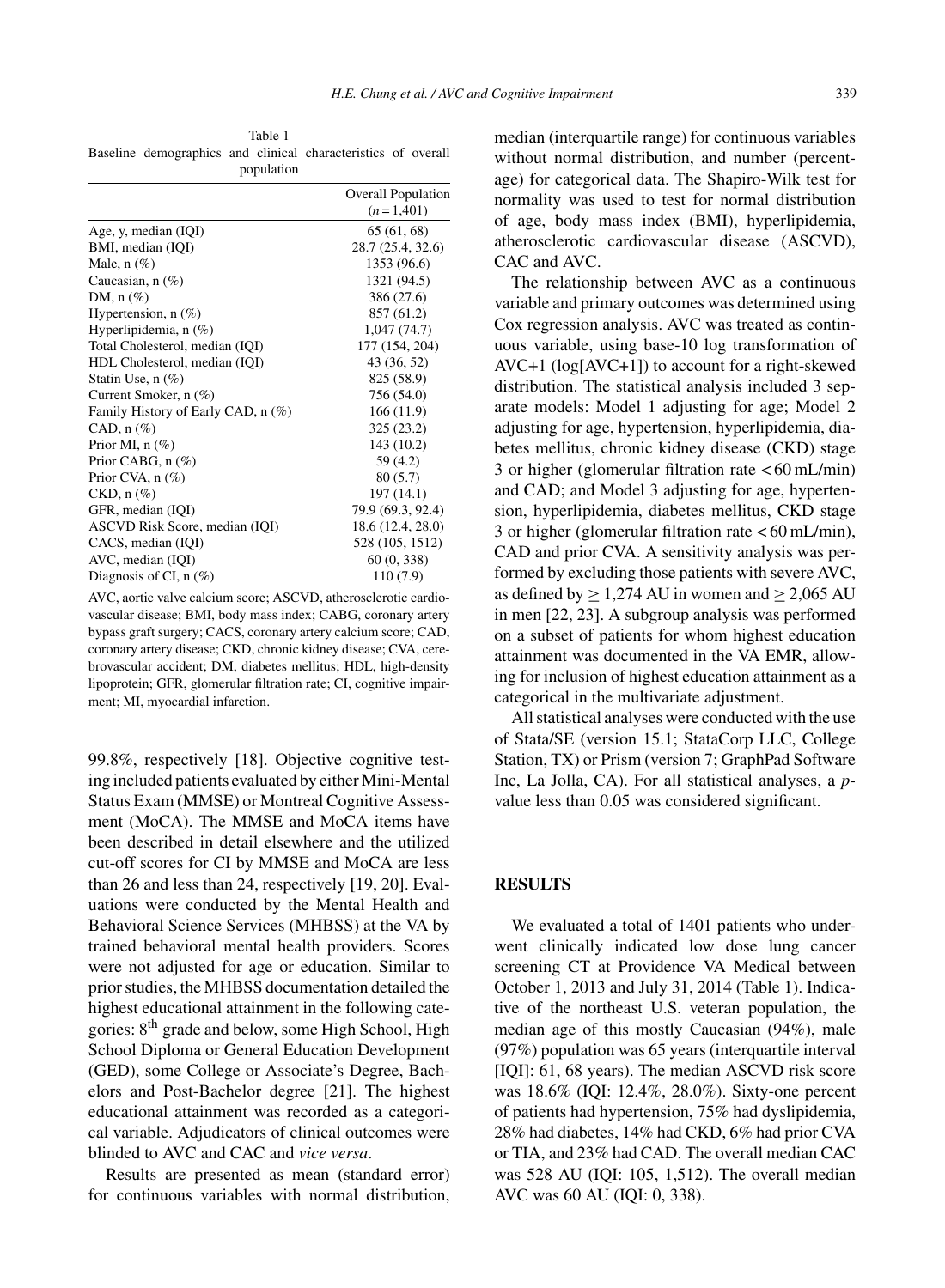Table 1
Baseline demographics and clinical characteristics of overall population

| | Overall Population ($n = 1{,}401$) |
|---|---|
| Age, y, median (IQI) | 65 (61, 68) |
| BMI, median (IQI) | 28.7 (25.4, 32.6) |
| Male, n (%) | 1353 (96.6) |
| Caucasian, n (%) | 1321 (94.5) |
| DM, n (%) | 386 (27.6) |
| Hypertension, n (%) | 857 (61.2) |
| Hyperlipidemia, n (%) | 1,047 (74.7) |
| Total Cholesterol, median (IQI) | 177 (154, 204) |
| HDL Cholesterol, median (IQI) | 43 (36, 52) |
| Statin Use, n (%) | 825 (58.9) |
| Current Smoker, n (%) | 756 (54.0) |
| Family History of Early CAD, n (%) | 166 (11.9) |
| CAD, n (%) | 325 (23.2) |
| Prior MI, n (%) | 143 (10.2) |
| Prior CABG, n (%) | 59 (4.2) |
| Prior CVA, n (%) | 80 (5.7) |
| CKD, n (%) | 197 (14.1) |
| GFR, median (IQI) | 79.9 (69.3, 92.4) |
| ASCVD Risk Score, median (IQI) | 18.6 (12.4, 28.0) |
| CACS, median (IQI) | 528 (105, 1512) |
| AVC, median (IQI) | 60 (0, 338) |
| Diagnosis of CI, n (%) | 110 (7.9) |

AVC, aortic valve calcium score; ASCVD, atherosclerotic cardiovascular disease; BMI, body mass index; CABG, coronary artery bypass graft surgery; CACS, coronary artery calcium score; CAD, coronary artery disease; CKD, chronic kidney disease; CVA, cerebrovascular accident; DM, diabetes mellitus; HDL, high-density lipoprotein; GFR, glomerular filtration rate; CI, cognitive impairment; MI, myocardial infarction.

99.8%, respectively [18]. Objective cognitive testing included patients evaluated by either Mini-Mental Status Exam (MMSE) or Montreal Cognitive Assessment (MoCA). The MMSE and MoCA items have been described in detail elsewhere and the utilized cut-off scores for CI by MMSE and MoCA are less than 26 and less than 24, respectively [19, 20]. Evaluations were conducted by the Mental Health and Behavioral Science Services (MHBSS) at the VA by trained behavioral mental health providers. Scores were not adjusted for age or education. Similar to prior studies, the MHBSS documentation detailed the highest educational attainment in the following categories: 8th grade and below, some High School, High School Diploma or General Education Development (GED), some College or Associate's Degree, Bachelors and Post-Bachelor degree [21]. The highest educational attainment was recorded as a categorical variable. Adjudicators of clinical outcomes were blinded to AVC and CAC and *vice versa*.

Results are presented as mean (standard error) for continuous variables with normal distribution, median (interquartile range) for continuous variables without normal distribution, and number (percentage) for categorical data. The Shapiro-Wilk test for normality was used to test for normal distribution of age, body mass index (BMI), hyperlipidemia, atherosclerotic cardiovascular disease (ASCVD), CAC and AVC.

The relationship between AVC as a continuous variable and primary outcomes was determined using Cox regression analysis. AVC was treated as continuous variable, using base-10 log transformation of AVC+1 (log[AVC+1]) to account for a right-skewed distribution. The statistical analysis included 3 separate models: Model 1 adjusting for age; Model 2 adjusting for age, hypertension, hyperlipidemia, diabetes mellitus, chronic kidney disease (CKD) stage 3 or higher (glomerular filtration rate < 60 mL/min) and CAD; and Model 3 adjusting for age, hypertension, hyperlipidemia, diabetes mellitus, CKD stage 3 or higher (glomerular filtration rate < 60 mL/min), CAD and prior CVA. A sensitivity analysis was performed by excluding those patients with severe AVC, as defined by $\geq 1{,}274$ AU in women and $\geq 2{,}065$ AU in men [22, 23]. A subgroup analysis was performed on a subset of patients for whom highest education attainment was documented in the VA EMR, allowing for inclusion of highest education attainment as a categorical in the multivariate adjustment.

All statistical analyses were conducted with the use of Stata/SE (version 15.1; StataCorp LLC, College Station, TX) or Prism (version 7; GraphPad Software Inc, La Jolla, CA). For all statistical analyses, a *p*-value less than 0.05 was considered significant.

## RESULTS

We evaluated a total of 1401 patients who underwent clinically indicated low dose lung cancer screening CT at Providence VA Medical between October 1, 2013 and July 31, 2014 (Table 1). Indicative of the northeast U.S. veteran population, the median age of this mostly Caucasian (94%), male (97%) population was 65 years (interquartile interval [IQI]: 61, 68 years). The median ASCVD risk score was 18.6% (IQI: 12.4%, 28.0%). Sixty-one percent of patients had hypertension, 75% had dyslipidemia, 28% had diabetes, 14% had CKD, 6% had prior CVA or TIA, and 23% had CAD. The overall median CAC was 528 AU (IQI: 105, 1,512). The overall median AVC was 60 AU (IQI: 0, 338).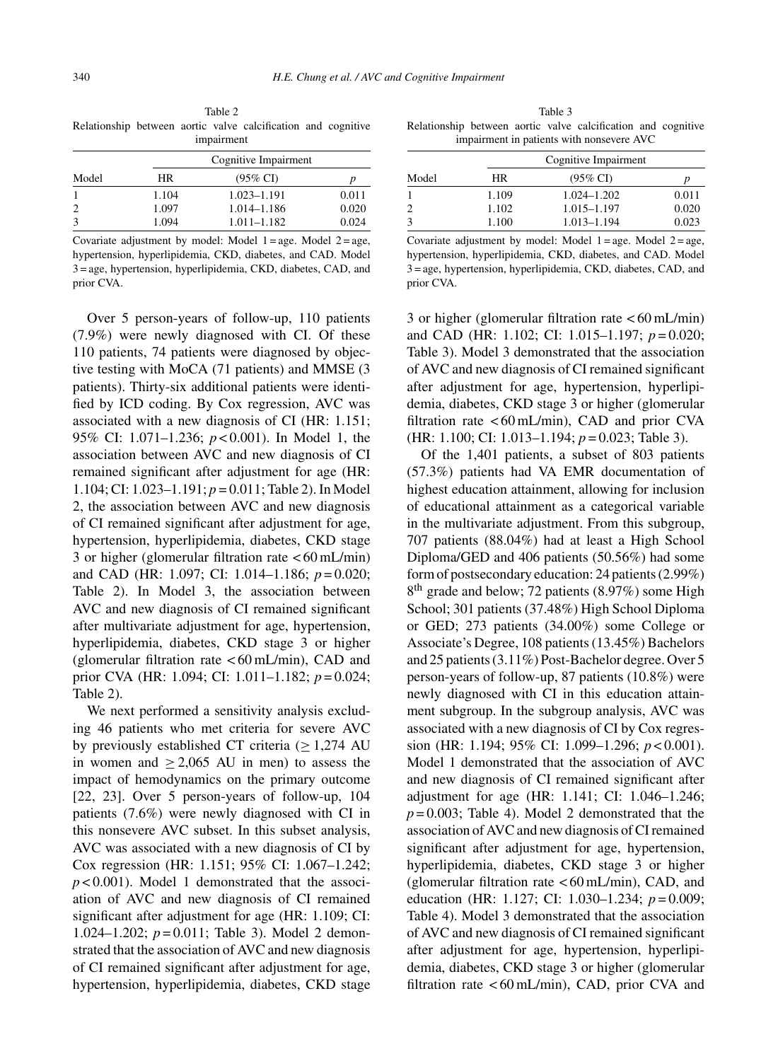Table 2
Relationship between aortic valve calcification and cognitive impairment

| Model | Cognitive Impairment | | |
|---|---|---|---|
| | HR | (95% CI) | *p* |
| 1 | 1.104 | 1.023–1.191 | 0.011 |
| 2 | 1.097 | 1.014–1.186 | 0.020 |
| 3 | 1.094 | 1.011–1.182 | 0.024 |

Covariate adjustment by model: Model 1 = age. Model 2 = age, hypertension, hyperlipidemia, CKD, diabetes, and CAD. Model 3 = age, hypertension, hyperlipidemia, CKD, diabetes, CAD, and prior CVA.

Over 5 person-years of follow-up, 110 patients (7.9%) were newly diagnosed with CI. Of these 110 patients, 74 patients were diagnosed by objective testing with MoCA (71 patients) and MMSE (3 patients). Thirty-six additional patients were identified by ICD coding. By Cox regression, AVC was associated with a new diagnosis of CI (HR: 1.151; 95% CI: 1.071–1.236; $p < 0.001$). In Model 1, the association between AVC and new diagnosis of CI remained significant after adjustment for age (HR: 1.104; CI: 1.023–1.191; $p = 0.011$; Table 2). In Model 2, the association between AVC and new diagnosis of CI remained significant after adjustment for age, hypertension, hyperlipidemia, diabetes, CKD stage 3 or higher (glomerular filtration rate < 60 mL/min) and CAD (HR: 1.097; CI: 1.014–1.186; $p = 0.020$; Table 2). In Model 3, the association between AVC and new diagnosis of CI remained significant after multivariate adjustment for age, hypertension, hyperlipidemia, diabetes, CKD stage 3 or higher (glomerular filtration rate < 60 mL/min), CAD and prior CVA (HR: 1.094; CI: 1.011–1.182; $p = 0.024$; Table 2).

We next performed a sensitivity analysis excluding 46 patients who met criteria for severe AVC by previously established CT criteria ($\geq$ 1,274 AU in women and $\geq$ 2,065 AU in men) to assess the impact of hemodynamics on the primary outcome [22, 23]. Over 5 person-years of follow-up, 104 patients (7.6%) were newly diagnosed with CI in this nonsevere AVC subset. In this subset analysis, AVC was associated with a new diagnosis of CI by Cox regression (HR: 1.151; 95% CI: 1.067–1.242; $p < 0.001$). Model 1 demonstrated that the association of AVC and new diagnosis of CI remained significant after adjustment for age (HR: 1.109; CI: 1.024–1.202; $p = 0.011$; Table 3). Model 2 demonstrated that the association of AVC and new diagnosis of CI remained significant after adjustment for age, hypertension, hyperlipidemia, diabetes, CKD stage 3 or higher (glomerular filtration rate < 60 mL/min) and CAD (HR: 1.102; CI: 1.015–1.197; $p = 0.020$; Table 3). Model 3 demonstrated that the association of AVC and new diagnosis of CI remained significant after adjustment for age, hypertension, hyperlipidemia, diabetes, CKD stage 3 or higher (glomerular filtration rate < 60 mL/min), CAD and prior CVA (HR: 1.100; CI: 1.013–1.194; $p = 0.023$; Table 3).

Table 3
Relationship between aortic valve calcification and cognitive impairment in patients with nonsevere AVC

| Model | Cognitive Impairment | | |
|---|---|---|---|
| | HR | (95% CI) | *p* |
| 1 | 1.109 | 1.024–1.202 | 0.011 |
| 2 | 1.102 | 1.015–1.197 | 0.020 |
| 3 | 1.100 | 1.013–1.194 | 0.023 |

Covariate adjustment by model: Model 1 = age. Model 2 = age, hypertension, hyperlipidemia, CKD, diabetes, and CAD. Model 3 = age, hypertension, hyperlipidemia, CKD, diabetes, CAD, and prior CVA.

Of the 1,401 patients, a subset of 803 patients (57.3%) patients had VA EMR documentation of highest education attainment, allowing for inclusion of educational attainment as a categorical variable in the multivariate adjustment. From this subgroup, 707 patients (88.04%) had at least a High School Diploma/GED and 406 patients (50.56%) had some form of postsecondary education: 24 patients (2.99%) 8th grade and below; 72 patients (8.97%) some High School; 301 patients (37.48%) High School Diploma or GED; 273 patients (34.00%) some College or Associate's Degree, 108 patients (13.45%) Bachelors and 25 patients (3.11%) Post-Bachelor degree. Over 5 person-years of follow-up, 87 patients (10.8%) were newly diagnosed with CI in this education attainment subgroup. In the subgroup analysis, AVC was associated with a new diagnosis of CI by Cox regression (HR: 1.194; 95% CI: 1.099–1.296; $p < 0.001$). Model 1 demonstrated that the association of AVC and new diagnosis of CI remained significant after adjustment for age (HR: 1.141; CI: 1.046–1.246; $p = 0.003$; Table 4). Model 2 demonstrated that the association of AVC and new diagnosis of CI remained significant after adjustment for age, hypertension, hyperlipidemia, diabetes, CKD stage 3 or higher (glomerular filtration rate < 60 mL/min), CAD, and education (HR: 1.127; CI: 1.030–1.234; $p = 0.009$; Table 4). Model 3 demonstrated that the association of AVC and new diagnosis of CI remained significant after adjustment for age, hypertension, hyperlipidemia, diabetes, CKD stage 3 or higher (glomerular filtration rate < 60 mL/min), CAD, prior CVA and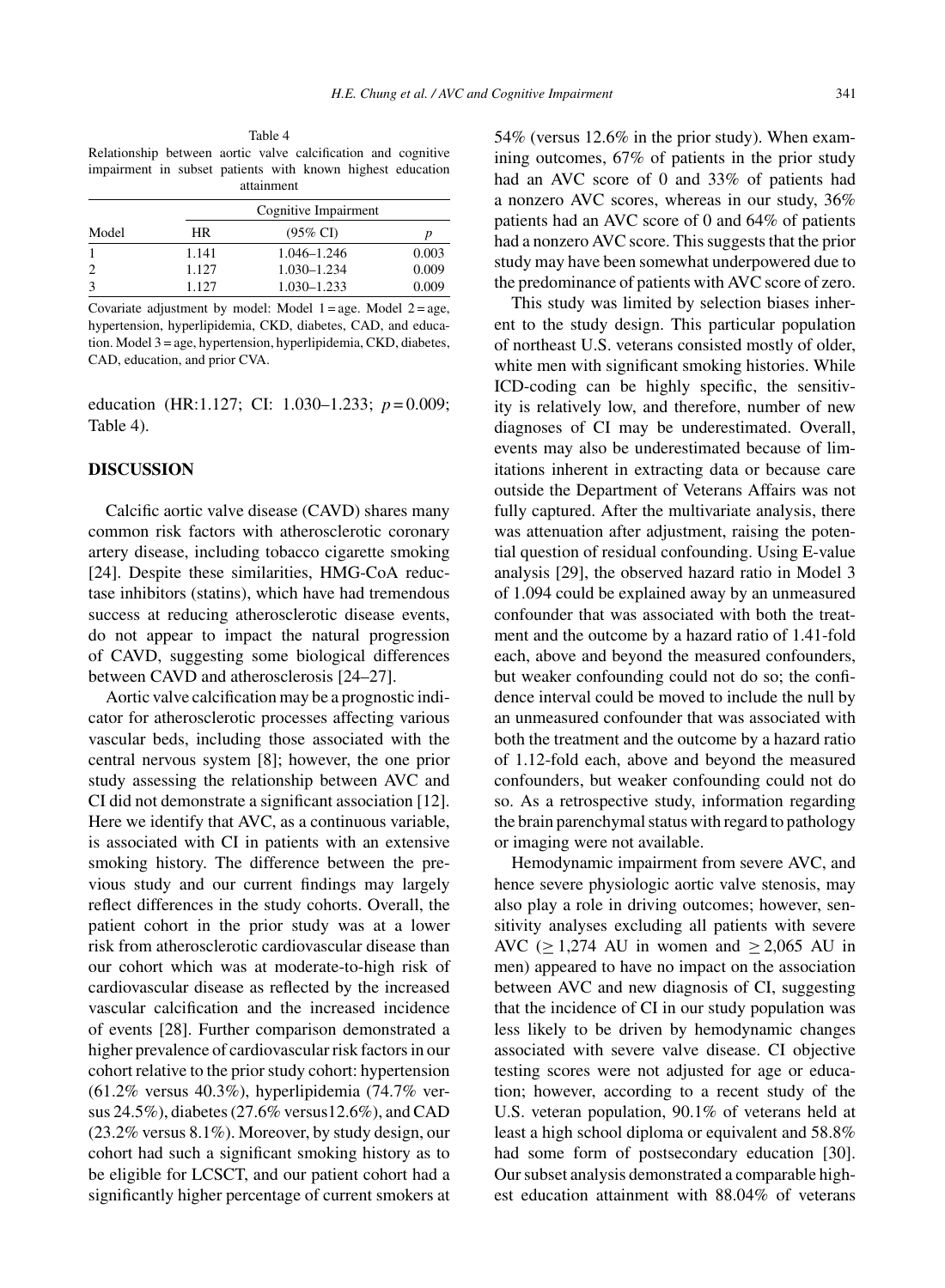Table 4
Relationship between aortic valve calcification and cognitive impairment in subset patients with known highest education attainment

| Model | Cognitive Impairment | | |
|---|---|---|---|
| | HR | (95% CI) | $p$ |
| 1 | 1.141 | 1.046–1.246 | 0.003 |
| 2 | 1.127 | 1.030–1.234 | 0.009 |
| 3 | 1.127 | 1.030–1.233 | 0.009 |

Covariate adjustment by model: Model 1 = age. Model 2 = age, hypertension, hyperlipidemia, CKD, diabetes, CAD, and education. Model 3 = age, hypertension, hyperlipidemia, CKD, diabetes, CAD, education, and prior CVA.

education (HR:1.127; CI: 1.030–1.233; $p = 0.009$; Table 4).

## DISCUSSION

Calcific aortic valve disease (CAVD) shares many common risk factors with atherosclerotic coronary artery disease, including tobacco cigarette smoking [24]. Despite these similarities, HMG-CoA reductase inhibitors (statins), which have had tremendous success at reducing atherosclerotic disease events, do not appear to impact the natural progression of CAVD, suggesting some biological differences between CAVD and atherosclerosis [24–27].

Aortic valve calcification may be a prognostic indicator for atherosclerotic processes affecting various vascular beds, including those associated with the central nervous system [8]; however, the one prior study assessing the relationship between AVC and CI did not demonstrate a significant association [12]. Here we identify that AVC, as a continuous variable, is associated with CI in patients with an extensive smoking history. The difference between the previous study and our current findings may largely reflect differences in the study cohorts. Overall, the patient cohort in the prior study was at a lower risk from atherosclerotic cardiovascular disease than our cohort which was at moderate-to-high risk of cardiovascular disease as reflected by the increased vascular calcification and the increased incidence of events [28]. Further comparison demonstrated a higher prevalence of cardiovascular risk factors in our cohort relative to the prior study cohort: hypertension (61.2% versus 40.3%), hyperlipidemia (74.7% versus 24.5%), diabetes (27.6% versus12.6%), and CAD (23.2% versus 8.1%). Moreover, by study design, our cohort had such a significant smoking history as to be eligible for LCSCT, and our patient cohort had a significantly higher percentage of current smokers at 54% (versus 12.6% in the prior study). When examining outcomes, 67% of patients in the prior study had an AVC score of 0 and 33% of patients had a nonzero AVC scores, whereas in our study, 36% patients had an AVC score of 0 and 64% of patients had a nonzero AVC score. This suggests that the prior study may have been somewhat underpowered due to the predominance of patients with AVC score of zero.

This study was limited by selection biases inherent to the study design. This particular population of northeast U.S. veterans consisted mostly of older, white men with significant smoking histories. While ICD-coding can be highly specific, the sensitivity is relatively low, and therefore, number of new diagnoses of CI may be underestimated. Overall, events may also be underestimated because of limitations inherent in extracting data or because care outside the Department of Veterans Affairs was not fully captured. After the multivariate analysis, there was attenuation after adjustment, raising the potential question of residual confounding. Using E-value analysis [29], the observed hazard ratio in Model 3 of 1.094 could be explained away by an unmeasured confounder that was associated with both the treatment and the outcome by a hazard ratio of 1.41-fold each, above and beyond the measured confounders, but weaker confounding could not do so; the confidence interval could be moved to include the null by an unmeasured confounder that was associated with both the treatment and the outcome by a hazard ratio of 1.12-fold each, above and beyond the measured confounders, but weaker confounding could not do so. As a retrospective study, information regarding the brain parenchymal status with regard to pathology or imaging were not available.

Hemodynamic impairment from severe AVC, and hence severe physiologic aortic valve stenosis, may also play a role in driving outcomes; however, sensitivity analyses excluding all patients with severe AVC ($\geq 1{,}274$ AU in women and $\geq 2{,}065$ AU in men) appeared to have no impact on the association between AVC and new diagnosis of CI, suggesting that the incidence of CI in our study population was less likely to be driven by hemodynamic changes associated with severe valve disease. CI objective testing scores were not adjusted for age or education; however, according to a recent study of the U.S. veteran population, 90.1% of veterans held at least a high school diploma or equivalent and 58.8% had some form of postsecondary education [30]. Our subset analysis demonstrated a comparable highest education attainment with 88.04% of veterans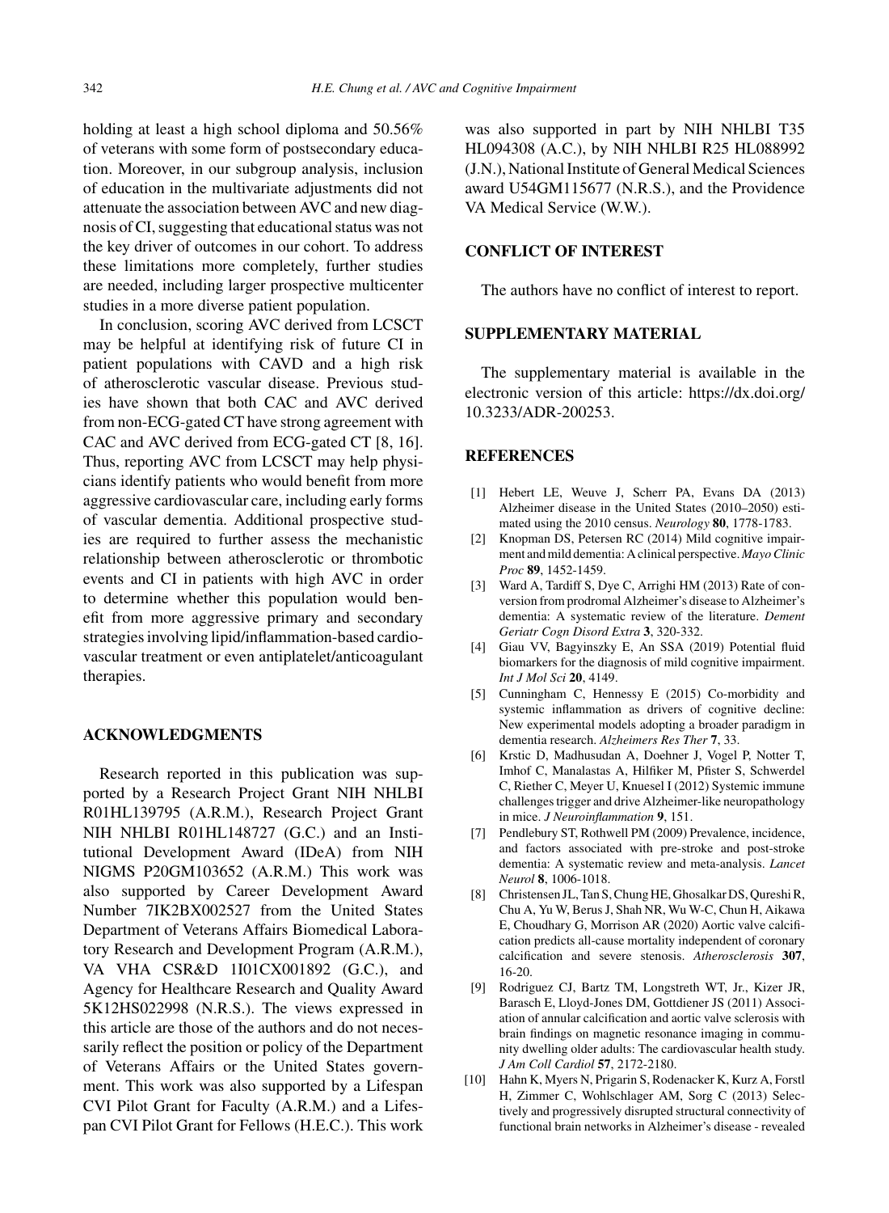holding at least a high school diploma and 50.56% of veterans with some form of postsecondary education. Moreover, in our subgroup analysis, inclusion of education in the multivariate adjustments did not attenuate the association between AVC and new diagnosis of CI, suggesting that educational status was not the key driver of outcomes in our cohort. To address these limitations more completely, further studies are needed, including larger prospective multicenter studies in a more diverse patient population.

In conclusion, scoring AVC derived from LCSCT may be helpful at identifying risk of future CI in patient populations with CAVD and a high risk of atherosclerotic vascular disease. Previous studies have shown that both CAC and AVC derived from non-ECG-gated CT have strong agreement with CAC and AVC derived from ECG-gated CT [8, 16]. Thus, reporting AVC from LCSCT may help physicians identify patients who would benefit from more aggressive cardiovascular care, including early forms of vascular dementia. Additional prospective studies are required to further assess the mechanistic relationship between atherosclerotic or thrombotic events and CI in patients with high AVC in order to determine whether this population would benefit from more aggressive primary and secondary strategies involving lipid/inflammation-based cardiovascular treatment or even antiplatelet/anticoagulant therapies.

## ACKNOWLEDGMENTS

Research reported in this publication was supported by a Research Project Grant NIH NHLBI R01HL139795 (A.R.M.), Research Project Grant NIH NHLBI R01HL148727 (G.C.) and an Institutional Development Award (IDeA) from NIH NIGMS P20GM103652 (A.R.M.) This work was also supported by Career Development Award Number 7IK2BX002527 from the United States Department of Veterans Affairs Biomedical Laboratory Research and Development Program (A.R.M.), VA VHA CSR&D 1I01CX001892 (G.C.), and Agency for Healthcare Research and Quality Award 5K12HS022998 (N.R.S.). The views expressed in this article are those of the authors and do not necessarily reflect the position or policy of the Department of Veterans Affairs or the United States government. This work was also supported by a Lifespan CVI Pilot Grant for Faculty (A.R.M.) and a Lifespan CVI Pilot Grant for Fellows (H.E.C.). This work was also supported in part by NIH NHLBI T35 HL094308 (A.C.), by NIH NHLBI R25 HL088992 (J.N.), National Institute of General Medical Sciences award U54GM115677 (N.R.S.), and the Providence VA Medical Service (W.W.).

## CONFLICT OF INTEREST

The authors have no conflict of interest to report.

## SUPPLEMENTARY MATERIAL

The supplementary material is available in the electronic version of this article: https://dx.doi.org/10.3233/ADR-200253.

## REFERENCES

[1] Hebert LE, Weuve J, Scherr PA, Evans DA (2013) Alzheimer disease in the United States (2010–2050) estimated using the 2010 census. *Neurology* **80**, 1778-1783.

[2] Knopman DS, Petersen RC (2014) Mild cognitive impairment and mild dementia: A clinical perspective. *Mayo Clinic Proc* **89**, 1452-1459.

[3] Ward A, Tardiff S, Dye C, Arrighi HM (2013) Rate of conversion from prodromal Alzheimer's disease to Alzheimer's dementia: A systematic review of the literature. *Dement Geriatr Cogn Disord Extra* **3**, 320-332.

[4] Giau VV, Bagyinszky E, An SSA (2019) Potential fluid biomarkers for the diagnosis of mild cognitive impairment. *Int J Mol Sci* **20**, 4149.

[5] Cunningham C, Hennessy E (2015) Co-morbidity and systemic inflammation as drivers of cognitive decline: New experimental models adopting a broader paradigm in dementia research. *Alzheimers Res Ther* **7**, 33.

[6] Krstic D, Madhusudan A, Doehner J, Vogel P, Notter T, Imhof C, Manalastas A, Hilfiker M, Pfister S, Schwerdel C, Riether C, Meyer U, Knuesel I (2012) Systemic immune challenges trigger and drive Alzheimer-like neuropathology in mice. *J Neuroinflammation* **9**, 151.

[7] Pendlebury ST, Rothwell PM (2009) Prevalence, incidence, and factors associated with pre-stroke and post-stroke dementia: A systematic review and meta-analysis. *Lancet Neurol* **8**, 1006-1018.

[8] Christensen JL, Tan S, Chung HE, Ghosalkar DS, Qureshi R, Chu A, Yu W, Berus J, Shah NR, Wu W-C, Chun H, Aikawa E, Choudhary G, Morrison AR (2020) Aortic valve calcification predicts all-cause mortality independent of coronary calcification and severe stenosis. *Atherosclerosis* **307**, 16-20.

[9] Rodriguez CJ, Bartz TM, Longstreth WT, Jr., Kizer JR, Barasch E, Lloyd-Jones DM, Gottdiener JS (2011) Association of annular calcification and aortic valve sclerosis with brain findings on magnetic resonance imaging in community dwelling older adults: The cardiovascular health study. *J Am Coll Cardiol* **57**, 2172-2180.

[10] Hahn K, Myers N, Prigarin S, Rodenacker K, Kurz A, Forstl H, Zimmer C, Wohlschlager AM, Sorg C (2013) Selectively and progressively disrupted structural connectivity of functional brain networks in Alzheimer's disease - revealed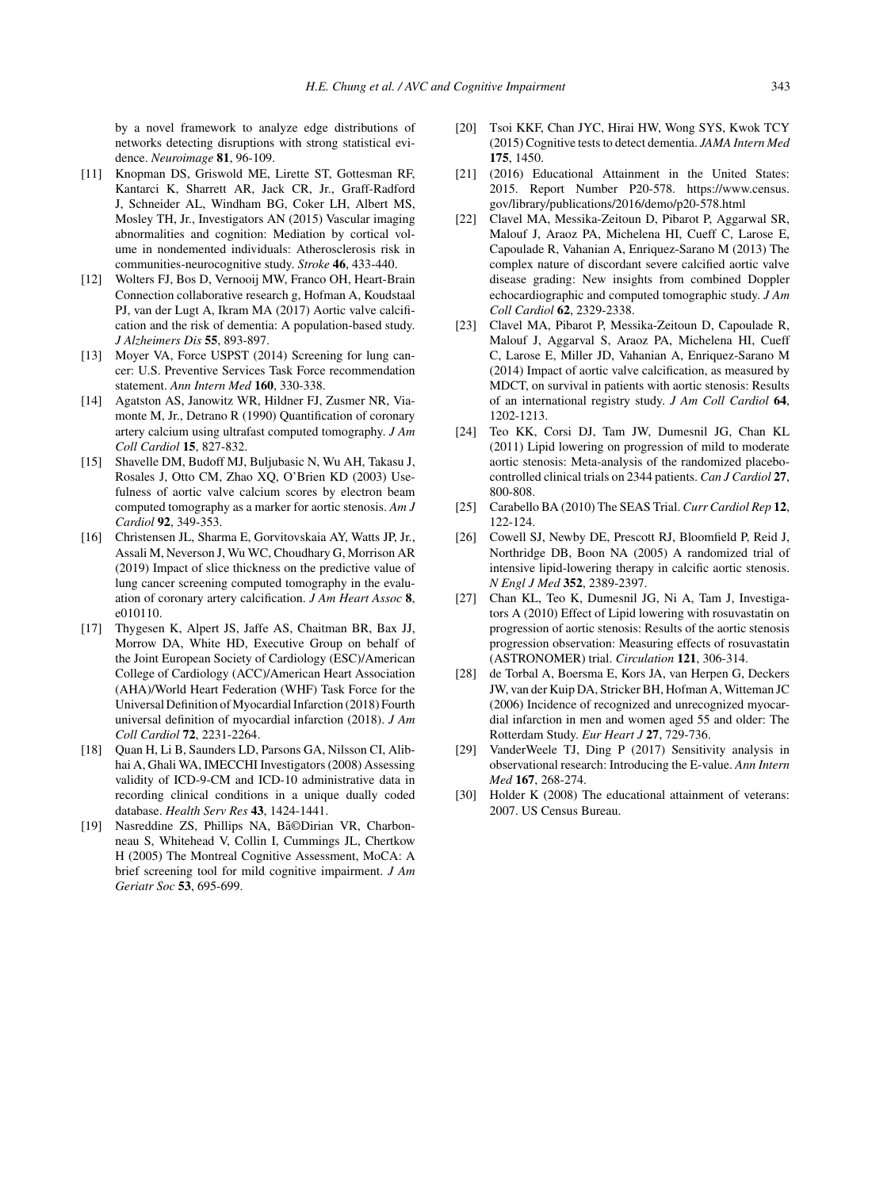by a novel framework to analyze edge distributions of networks detecting disruptions with strong statistical evidence. *Neuroimage* **81**, 96-109.

[11] Knopman DS, Griswold ME, Lirette ST, Gottesman RF, Kantarci K, Sharrett AR, Jack CR, Jr., Graff-Radford J, Schneider AL, Windham BG, Coker LH, Albert MS, Mosley TH, Jr., Investigators AN (2015) Vascular imaging abnormalities and cognition: Mediation by cortical volume in nondemented individuals: Atherosclerosis risk in communities-neurocognitive study. *Stroke* **46**, 433-440.

[12] Wolters FJ, Bos D, Vernooij MW, Franco OH, Heart-Brain Connection collaborative research g, Hofman A, Koudstaal PJ, van der Lugt A, Ikram MA (2017) Aortic valve calcification and the risk of dementia: A population-based study. *J Alzheimers Dis* **55**, 893-897.

[13] Moyer VA, Force USPST (2014) Screening for lung cancer: U.S. Preventive Services Task Force recommendation statement. *Ann Intern Med* **160**, 330-338.

[14] Agatston AS, Janowitz WR, Hildner FJ, Zusmer NR, Viamonte M, Jr., Detrano R (1990) Quantification of coronary artery calcium using ultrafast computed tomography. *J Am Coll Cardiol* **15**, 827-832.

[15] Shavelle DM, Budoff MJ, Buljubasic N, Wu AH, Takasu J, Rosales J, Otto CM, Zhao XQ, O'Brien KD (2003) Usefulness of aortic valve calcium scores by electron beam computed tomography as a marker for aortic stenosis. *Am J Cardiol* **92**, 349-353.

[16] Christensen JL, Sharma E, Gorvitovskaia AY, Watts JP, Jr., Assali M, Neverson J, Wu WC, Choudhary G, Morrison AR (2019) Impact of slice thickness on the predictive value of lung cancer screening computed tomography in the evaluation of coronary artery calcification. *J Am Heart Assoc* **8**, e010110.

[17] Thygesen K, Alpert JS, Jaffe AS, Chaitman BR, Bax JJ, Morrow DA, White HD, Executive Group on behalf of the Joint European Society of Cardiology (ESC)/American College of Cardiology (ACC)/American Heart Association (AHA)/World Heart Federation (WHF) Task Force for the Universal Definition of Myocardial Infarction (2018) Fourth universal definition of myocardial infarction (2018). *J Am Coll Cardiol* **72**, 2231-2264.

[18] Quan H, Li B, Saunders LD, Parsons GA, Nilsson CI, Alibhai A, Ghali WA, IMECCHI Investigators (2008) Assessing validity of ICD-9-CM and ICD-10 administrative data in recording clinical conditions in a unique dually coded database. *Health Serv Res* **43**, 1424-1441.

[19] Nasreddine ZS, Phillips NA, BÃ©Dirian VR, Charbonneau S, Whitehead V, Collin I, Cummings JL, Chertkow H (2005) The Montreal Cognitive Assessment, MoCA: A brief screening tool for mild cognitive impairment. *J Am Geriatr Soc* **53**, 695-699.

[20] Tsoi KKF, Chan JYC, Hirai HW, Wong SYS, Kwok TCY (2015) Cognitive tests to detect dementia. *JAMA Intern Med* **175**, 1450.

[21] (2016) Educational Attainment in the United States: 2015. Report Number P20-578. https://www.census.gov/library/publications/2016/demo/p20-578.html

[22] Clavel MA, Messika-Zeitoun D, Pibarot P, Aggarwal SR, Malouf J, Araoz PA, Michelena HI, Cueff C, Larose E, Capoulade R, Vahanian A, Enriquez-Sarano M (2013) The complex nature of discordant severe calcified aortic valve disease grading: New insights from combined Doppler echocardiographic and computed tomographic study. *J Am Coll Cardiol* **62**, 2329-2338.

[23] Clavel MA, Pibarot P, Messika-Zeitoun D, Capoulade R, Malouf J, Aggarval S, Araoz PA, Michelena HI, Cueff C, Larose E, Miller JD, Vahanian A, Enriquez-Sarano M (2014) Impact of aortic valve calcification, as measured by MDCT, on survival in patients with aortic stenosis: Results of an international registry study. *J Am Coll Cardiol* **64**, 1202-1213.

[24] Teo KK, Corsi DJ, Tam JW, Dumesnil JG, Chan KL (2011) Lipid lowering on progression of mild to moderate aortic stenosis: Meta-analysis of the randomized placebo-controlled clinical trials on 2344 patients. *Can J Cardiol* **27**, 800-808.

[25] Carabello BA (2010) The SEAS Trial. *Curr Cardiol Rep* **12**, 122-124.

[26] Cowell SJ, Newby DE, Prescott RJ, Bloomfield P, Reid J, Northridge DB, Boon NA (2005) A randomized trial of intensive lipid-lowering therapy in calcific aortic stenosis. *N Engl J Med* **352**, 2389-2397.

[27] Chan KL, Teo K, Dumesnil JG, Ni A, Tam J, Investigators A (2010) Effect of Lipid lowering with rosuvastatin on progression of aortic stenosis: Results of the aortic stenosis progression observation: Measuring effects of rosuvastatin (ASTRONOMER) trial. *Circulation* **121**, 306-314.

[28] de Torbal A, Boersma E, Kors JA, van Herpen G, Deckers JW, van der Kuip DA, Stricker BH, Hofman A, Witteman JC (2006) Incidence of recognized and unrecognized myocardial infarction in men and women aged 55 and older: The Rotterdam Study. *Eur Heart J* **27**, 729-736.

[29] VanderWeele TJ, Ding P (2017) Sensitivity analysis in observational research: Introducing the E-value. *Ann Intern Med* **167**, 268-274.

[30] Holder K (2008) The educational attainment of veterans: 2007. US Census Bureau.